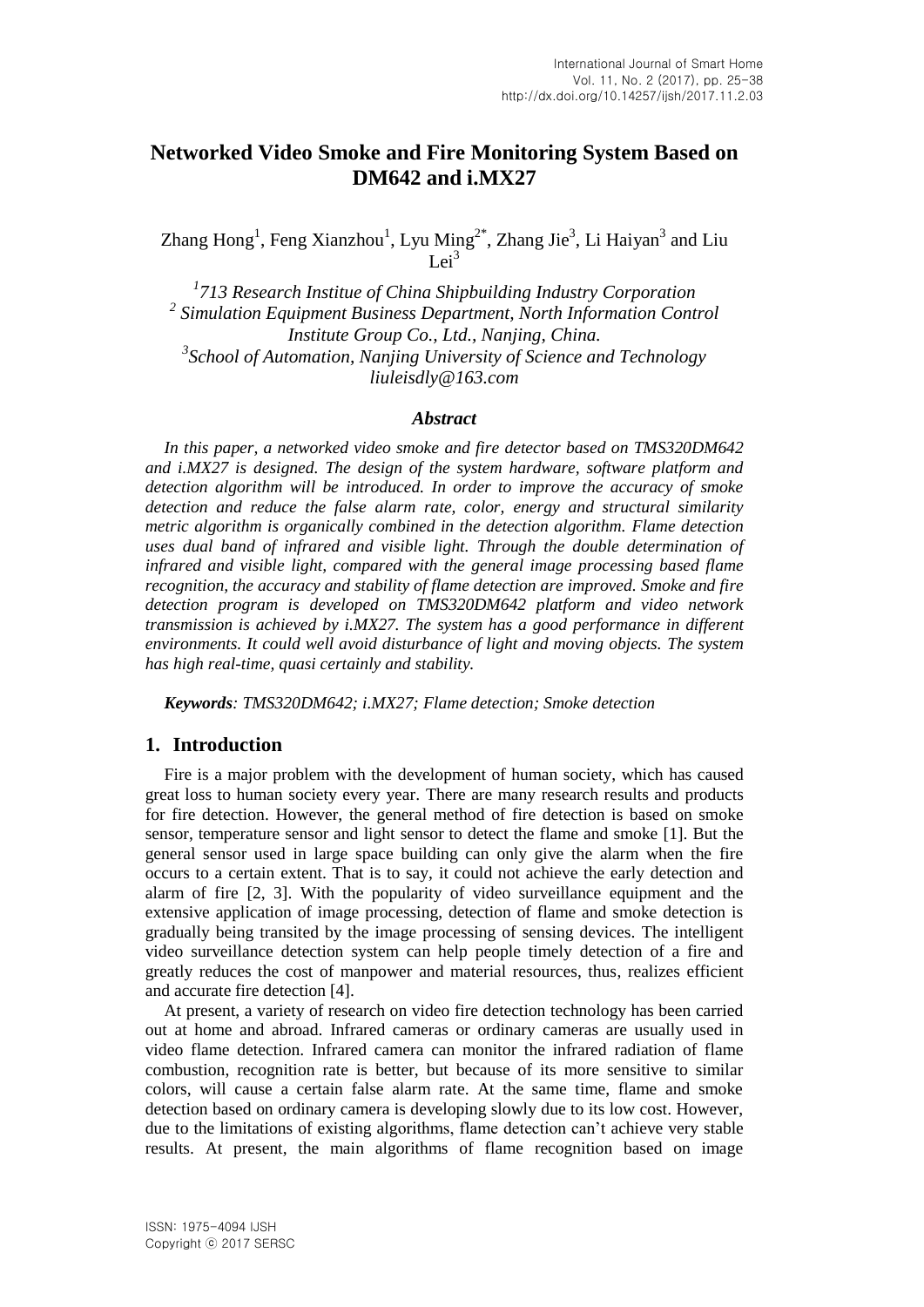# Networked Video Smoke and Fire Monitoring System Based on DM642 and i.MX27

Zhang Hong[1], Feng Xianzhou[1], Lyu Ming[2*], Zhang Jie[3], Li Haiyan[3] and Liu Lei[3]

*[1]713 Research Institue of China Shipbuilding Industry Corporation*
*[2] Simulation Equipment Business Department, North Information Control Institute Group Co., Ltd., Nanjing, China.*
*[3]School of Automation, Nanjing University of Science and Technology*
*liuleisdly@163.com*

### *Abstract*

*In this paper, a networked video smoke and fire detector based on TMS320DM642 and i.MX27 is designed. The design of the system hardware, software platform and detection algorithm will be introduced. In order to improve the accuracy of smoke detection and reduce the false alarm rate, color, energy and structural similarity metric algorithm is organically combined in the detection algorithm. Flame detection uses dual band of infrared and visible light. Through the double determination of infrared and visible light, compared with the general image processing based flame recognition, the accuracy and stability of flame detection are improved. Smoke and fire detection program is developed on TMS320DM642 platform and video network transmission is achieved by i.MX27. The system has a good performance in different environments. It could well avoid disturbance of light and moving objects. The system has high real-time, quasi certainly and stability.*

***Keywords**: TMS320DM642; i.MX27; Flame detection; Smoke detection*

## 1. Introduction

Fire is a major problem with the development of human society, which has caused great loss to human society every year. There are many research results and products for fire detection. However, the general method of fire detection is based on smoke sensor, temperature sensor and light sensor to detect the flame and smoke [1]. But the general sensor used in large space building can only give the alarm when the fire occurs to a certain extent. That is to say, it could not achieve the early detection and alarm of fire [2, 3]. With the popularity of video surveillance equipment and the extensive application of image processing, detection of flame and smoke detection is gradually being transited by the image processing of sensing devices. The intelligent video surveillance detection system can help people timely detection of a fire and greatly reduces the cost of manpower and material resources, thus, realizes efficient and accurate fire detection [4].

At present, a variety of research on video fire detection technology has been carried out at home and abroad. Infrared cameras or ordinary cameras are usually used in video flame detection. Infrared camera can monitor the infrared radiation of flame combustion, recognition rate is better, but because of its more sensitive to similar colors, will cause a certain false alarm rate. At the same time, flame and smoke detection based on ordinary camera is developing slowly due to its low cost. However, due to the limitations of existing algorithms, flame detection can't achieve very stable results. At present, the main algorithms of flame recognition based on image

ISSN: 1975-4094 IJSH
Copyright ⓒ 2017 SERSC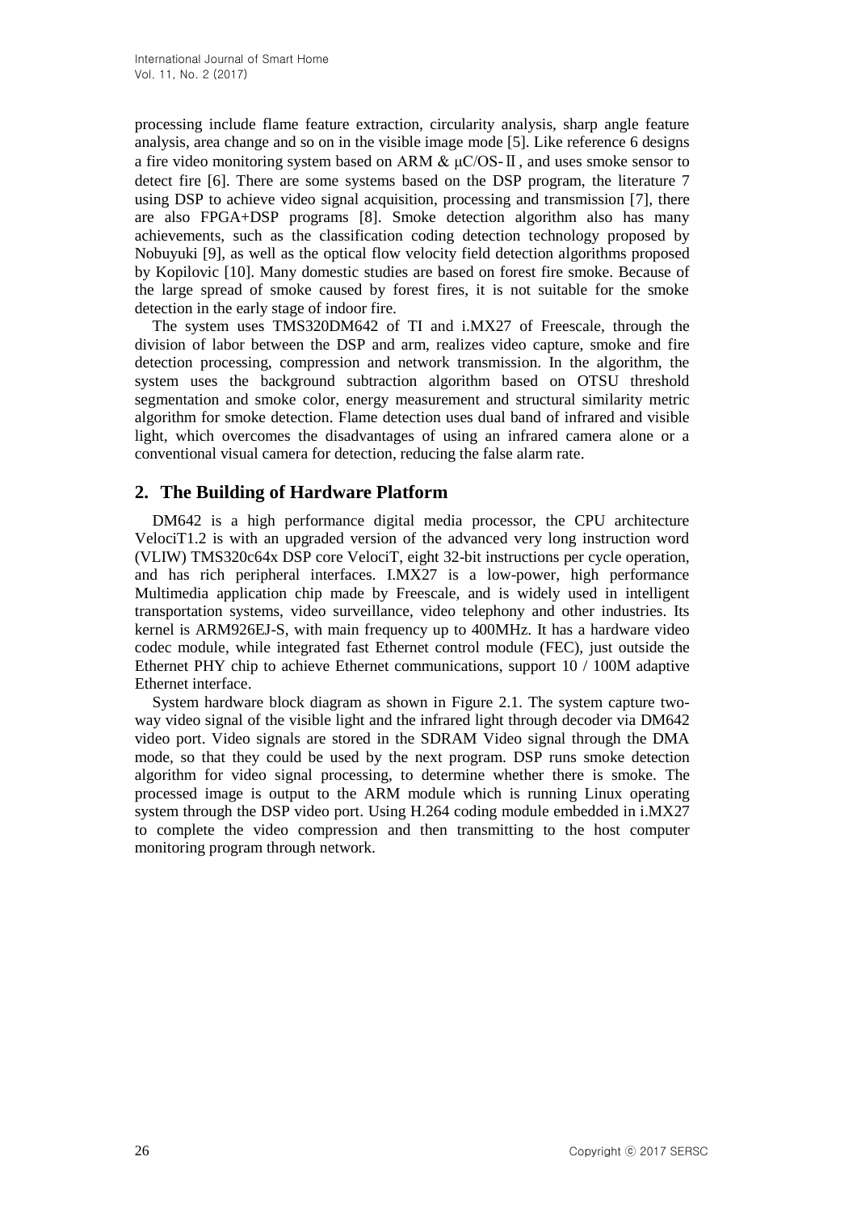processing include flame feature extraction, circularity analysis, sharp angle feature analysis, area change and so on in the visible image mode [5]. Like reference 6 designs a fire video monitoring system based on ARM & μC/OS-Ⅱ, and uses smoke sensor to detect fire [6]. There are some systems based on the DSP program, the literature 7 using DSP to achieve video signal acquisition, processing and transmission [7], there are also FPGA+DSP programs [8]. Smoke detection algorithm also has many achievements, such as the classification coding detection technology proposed by Nobuyuki [9], as well as the optical flow velocity field detection algorithms proposed by Kopilovic [10]. Many domestic studies are based on forest fire smoke. Because of the large spread of smoke caused by forest fires, it is not suitable for the smoke detection in the early stage of indoor fire.

The system uses TMS320DM642 of TI and i.MX27 of Freescale, through the division of labor between the DSP and arm, realizes video capture, smoke and fire detection processing, compression and network transmission. In the algorithm, the system uses the background subtraction algorithm based on OTSU threshold segmentation and smoke color, energy measurement and structural similarity metric algorithm for smoke detection. Flame detection uses dual band of infrared and visible light, which overcomes the disadvantages of using an infrared camera alone or a conventional visual camera for detection, reducing the false alarm rate.

## 2. The Building of Hardware Platform

DM642 is a high performance digital media processor, the CPU architecture VelociT1.2 is with an upgraded version of the advanced very long instruction word (VLIW) TMS320c64x DSP core VelociT, eight 32-bit instructions per cycle operation, and has rich peripheral interfaces. I.MX27 is a low-power, high performance Multimedia application chip made by Freescale, and is widely used in intelligent transportation systems, video surveillance, video telephony and other industries. Its kernel is ARM926EJ-S, with main frequency up to 400MHz. It has a hardware video codec module, while integrated fast Ethernet control module (FEC), just outside the Ethernet PHY chip to achieve Ethernet communications, support 10 / 100M adaptive Ethernet interface.

System hardware block diagram as shown in Figure 2.1. The system capture two-way video signal of the visible light and the infrared light through decoder via DM642 video port. Video signals are stored in the SDRAM Video signal through the DMA mode, so that they could be used by the next program. DSP runs smoke detection algorithm for video signal processing, to determine whether there is smoke. The processed image is output to the ARM module which is running Linux operating system through the DSP video port. Using H.264 coding module embedded in i.MX27 to complete the video compression and then transmitting to the host computer monitoring program through network.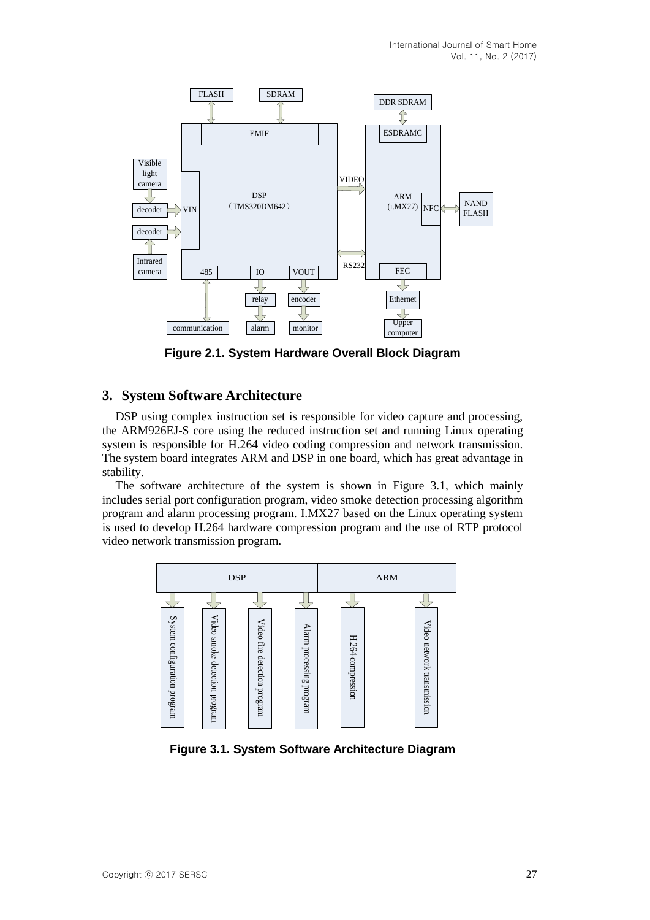Figure 2.1. System Hardware Overall Block Diagram

## 3. System Software Architecture

DSP using complex instruction set is responsible for video capture and processing, the ARM926EJ-S core using the reduced instruction set and running Linux operating system is responsible for H.264 video coding compression and network transmission. The system board integrates ARM and DSP in one board, which has great advantage in stability.

The software architecture of the system is shown in Figure 3.1, which mainly includes serial port configuration program, video smoke detection processing algorithm program and alarm processing program. I.MX27 based on the Linux operating system is used to develop H.264 hardware compression program and the use of RTP protocol video network transmission program.

Figure 3.1. System Software Architecture Diagram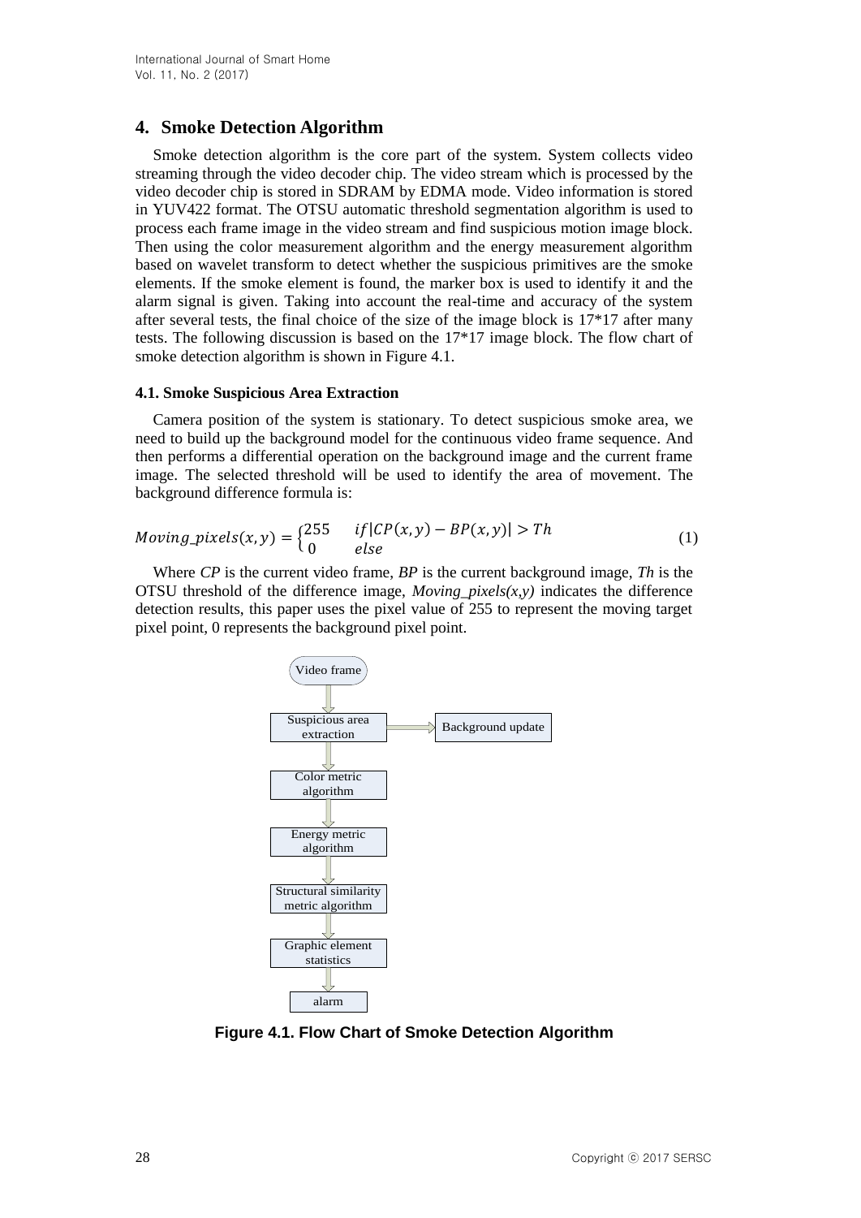## 4. Smoke Detection Algorithm

Smoke detection algorithm is the core part of the system. System collects video streaming through the video decoder chip. The video stream which is processed by the video decoder chip is stored in SDRAM by EDMA mode. Video information is stored in YUV422 format. The OTSU automatic threshold segmentation algorithm is used to process each frame image in the video stream and find suspicious motion image block. Then using the color measurement algorithm and the energy measurement algorithm based on wavelet transform to detect whether the suspicious primitives are the smoke elements. If the smoke element is found, the marker box is used to identify it and the alarm signal is given. Taking into account the real-time and accuracy of the system after several tests, the final choice of the size of the image block is 17*17 after many tests. The following discussion is based on the 17*17 image block. The flow chart of smoke detection algorithm is shown in Figure 4.1.

### 4.1. Smoke Suspicious Area Extraction

Camera position of the system is stationary. To detect suspicious smoke area, we need to build up the background model for the continuous video frame sequence. And then performs a differential operation on the background image and the current frame image. The selected threshold will be used to identify the area of movement. The background difference formula is:

$$Moving\_pixels(x,y) = \begin{cases} 255 & if|CP(x,y) - BP(x,y)| > Th \\ 0 & else \end{cases} \tag{1}$$

Where *CP* is the current video frame, *BP* is the current background image, *Th* is the OTSU threshold of the difference image, *Moving_pixels(x,y)* indicates the difference detection results, this paper uses the pixel value of 255 to represent the moving target pixel point, 0 represents the background pixel point.

Video frame → Suspicious area extraction (→ Background update) → Color metric algorithm → Energy metric algorithm → Structural similarity metric algorithm → Graphic element statistics → alarm

**Figure 4.1. Flow Chart of Smoke Detection Algorithm**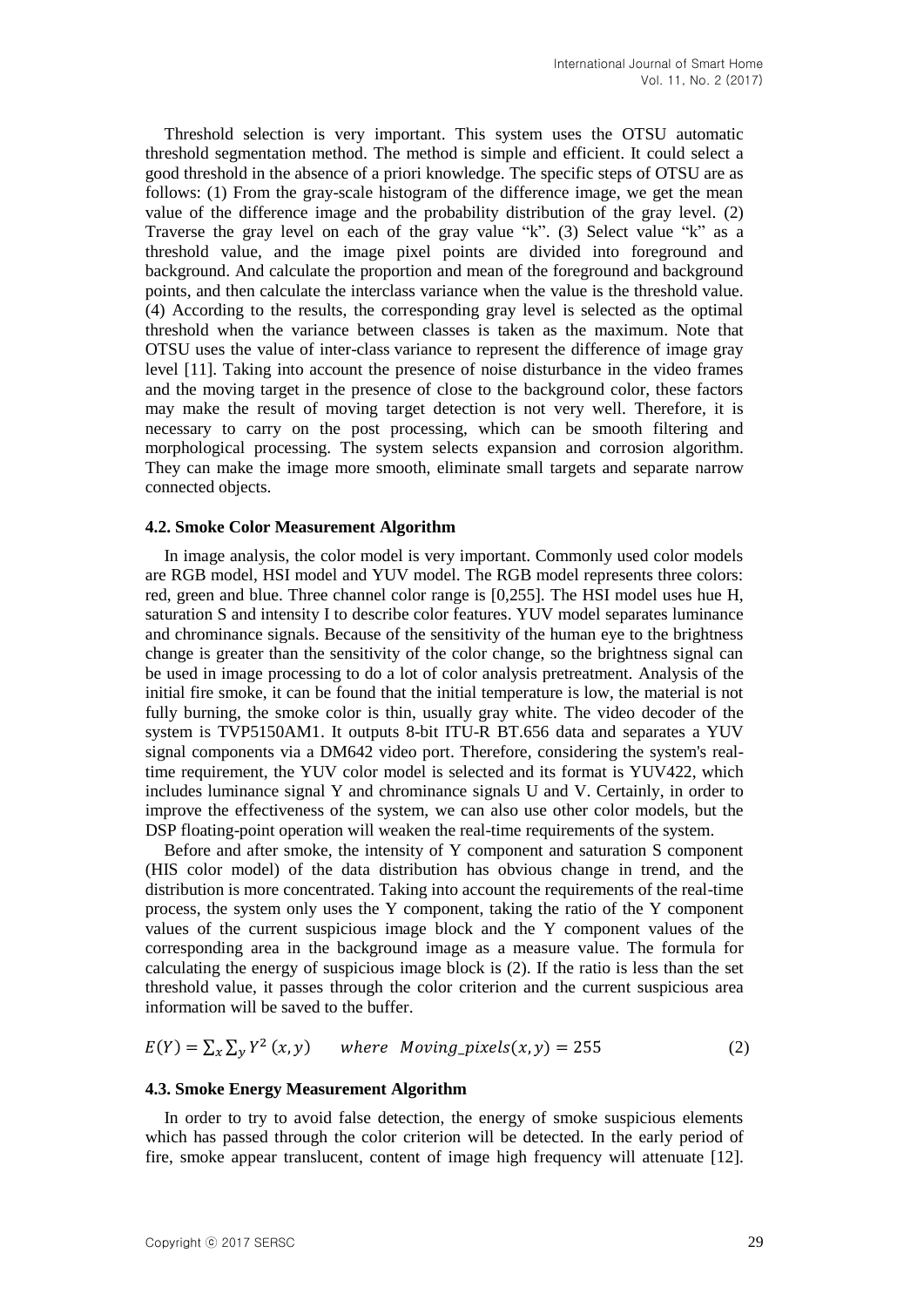Threshold selection is very important. This system uses the OTSU automatic threshold segmentation method. The method is simple and efficient. It could select a good threshold in the absence of a priori knowledge. The specific steps of OTSU are as follows: (1) From the gray-scale histogram of the difference image, we get the mean value of the difference image and the probability distribution of the gray level. (2) Traverse the gray level on each of the gray value "k". (3) Select value "k" as a threshold value, and the image pixel points are divided into foreground and background. And calculate the proportion and mean of the foreground and background points, and then calculate the interclass variance when the value is the threshold value. (4) According to the results, the corresponding gray level is selected as the optimal threshold when the variance between classes is taken as the maximum. Note that OTSU uses the value of inter-class variance to represent the difference of image gray level [11]. Taking into account the presence of noise disturbance in the video frames and the moving target in the presence of close to the background color, these factors may make the result of moving target detection is not very well. Therefore, it is necessary to carry on the post processing, which can be smooth filtering and morphological processing. The system selects expansion and corrosion algorithm. They can make the image more smooth, eliminate small targets and separate narrow connected objects.

### 4.2. Smoke Color Measurement Algorithm

In image analysis, the color model is very important. Commonly used color models are RGB model, HSI model and YUV model. The RGB model represents three colors: red, green and blue. Three channel color range is [0,255]. The HSI model uses hue H, saturation S and intensity I to describe color features. YUV model separates luminance and chrominance signals. Because of the sensitivity of the human eye to the brightness change is greater than the sensitivity of the color change, so the brightness signal can be used in image processing to do a lot of color analysis pretreatment. Analysis of the initial fire smoke, it can be found that the initial temperature is low, the material is not fully burning, the smoke color is thin, usually gray white. The video decoder of the system is TVP5150AM1. It outputs 8-bit ITU-R BT.656 data and separates a YUV signal components via a DM642 video port. Therefore, considering the system's real-time requirement, the YUV color model is selected and its format is YUV422, which includes luminance signal Y and chrominance signals U and V. Certainly, in order to improve the effectiveness of the system, we can also use other color models, but the DSP floating-point operation will weaken the real-time requirements of the system.

Before and after smoke, the intensity of Y component and saturation S component (HIS color model) of the data distribution has obvious change in trend, and the distribution is more concentrated. Taking into account the requirements of the real-time process, the system only uses the Y component, taking the ratio of the Y component values of the current suspicious image block and the Y component values of the corresponding area in the background image as a measure value. The formula for calculating the energy of suspicious image block is (2). If the ratio is less than the set threshold value, it passes through the color criterion and the current suspicious area information will be saved to the buffer.

$$E(Y) = \sum_x \sum_y Y^2(x,y) \qquad where \;\; Moving\_pixels(x,y) = 255 \tag{2}$$

### 4.3. Smoke Energy Measurement Algorithm

In order to try to avoid false detection, the energy of smoke suspicious elements which has passed through the color criterion will be detected. In the early period of fire, smoke appear translucent, content of image high frequency will attenuate [12].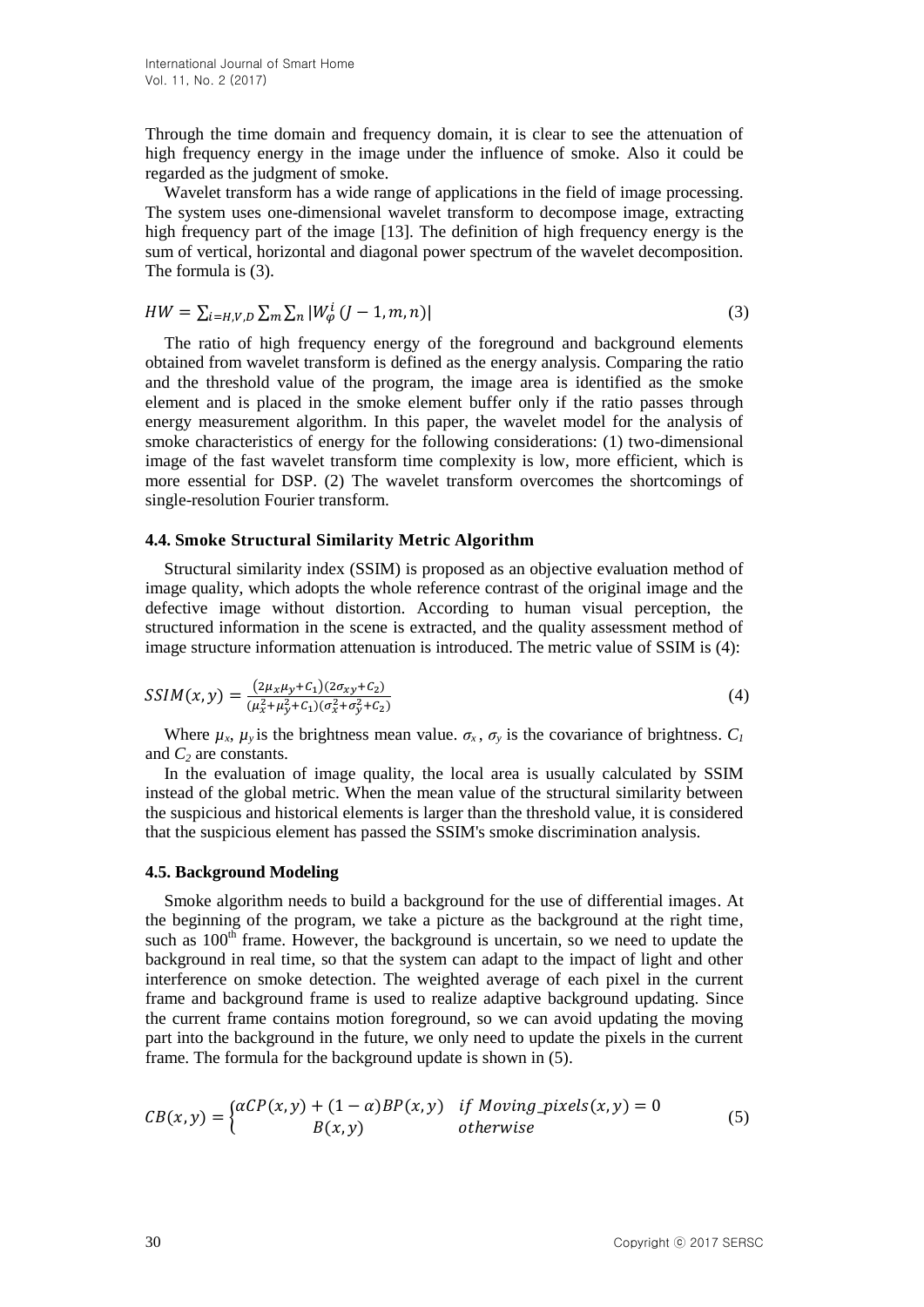Through the time domain and frequency domain, it is clear to see the attenuation of high frequency energy in the image under the influence of smoke. Also it could be regarded as the judgment of smoke.

Wavelet transform has a wide range of applications in the field of image processing. The system uses one-dimensional wavelet transform to decompose image, extracting high frequency part of the image [13]. The definition of high frequency energy is the sum of vertical, horizontal and diagonal power spectrum of the wavelet decomposition. The formula is (3).

$$HW = \sum_{i=H,V,D} \sum_m \sum_n |W_{\varphi}^{i}(J-1, m, n)| \tag{3}$$

The ratio of high frequency energy of the foreground and background elements obtained from wavelet transform is defined as the energy analysis. Comparing the ratio and the threshold value of the program, the image area is identified as the smoke element and is placed in the smoke element buffer only if the ratio passes through energy measurement algorithm. In this paper, the wavelet model for the analysis of smoke characteristics of energy for the following considerations: (1) two-dimensional image of the fast wavelet transform time complexity is low, more efficient, which is more essential for DSP. (2) The wavelet transform overcomes the shortcomings of single-resolution Fourier transform.

### 4.4. Smoke Structural Similarity Metric Algorithm

Structural similarity index (SSIM) is proposed as an objective evaluation method of image quality, which adopts the whole reference contrast of the original image and the defective image without distortion. According to human visual perception, the structured information in the scene is extracted, and the quality assessment method of image structure information attenuation is introduced. The metric value of SSIM is (4):

$$SSIM(x, y) = \frac{(2\mu_x\mu_y + C_1)(2\sigma_{xy} + C_2)}{(\mu_x^2 + \mu_y^2 + C_1)(\sigma_x^2 + \sigma_y^2 + C_2)} \tag{4}$$

Where $\mu_x$, $\mu_y$ is the brightness mean value. $\sigma_x$, $\sigma_y$ is the covariance of brightness. $C_1$ and $C_2$ are constants.

In the evaluation of image quality, the local area is usually calculated by SSIM instead of the global metric. When the mean value of the structural similarity between the suspicious and historical elements is larger than the threshold value, it is considered that the suspicious element has passed the SSIM's smoke discrimination analysis.

### 4.5. Background Modeling

Smoke algorithm needs to build a background for the use of differential images. At the beginning of the program, we take a picture as the background at the right time, such as 100th frame. However, the background is uncertain, so we need to update the background in real time, so that the system can adapt to the impact of light and other interference on smoke detection. The weighted average of each pixel in the current frame and background frame is used to realize adaptive background updating. Since the current frame contains motion foreground, so we can avoid updating the moving part into the background in the future, we only need to update the pixels in the current frame. The formula for the background update is shown in (5).

$$CB(x, y) = \begin{cases} \alpha CP(x, y) + (1-\alpha) BP(x, y) & if\ Moving\_pixels(x, y) = 0 \\ B(x, y) & otherwise \end{cases} \tag{5}$$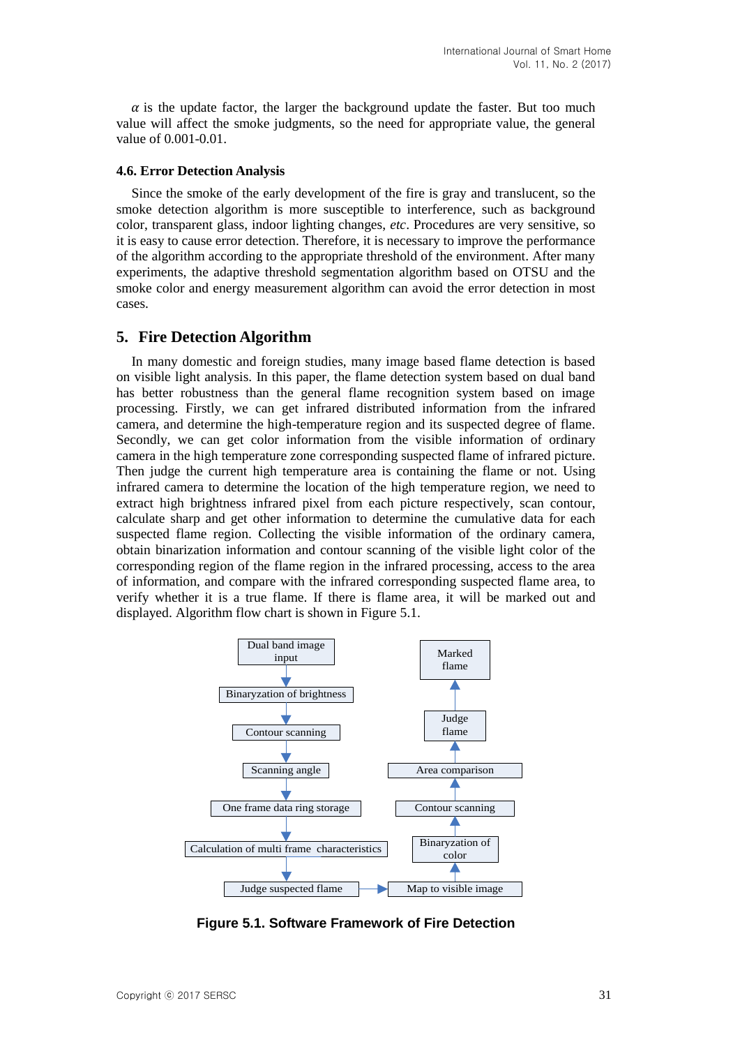$\alpha$ is the update factor, the larger the background update the faster. But too much value will affect the smoke judgments, so the need for appropriate value, the general value of 0.001-0.01.

### 4.6. Error Detection Analysis

Since the smoke of the early development of the fire is gray and translucent, so the smoke detection algorithm is more susceptible to interference, such as background color, transparent glass, indoor lighting changes, *etc*. Procedures are very sensitive, so it is easy to cause error detection. Therefore, it is necessary to improve the performance of the algorithm according to the appropriate threshold of the environment. After many experiments, the adaptive threshold segmentation algorithm based on OTSU and the smoke color and energy measurement algorithm can avoid the error detection in most cases.

## 5. Fire Detection Algorithm

In many domestic and foreign studies, many image based flame detection is based on visible light analysis. In this paper, the flame detection system based on dual band has better robustness than the general flame recognition system based on image processing. Firstly, we can get infrared distributed information from the infrared camera, and determine the high-temperature region and its suspected degree of flame. Secondly, we can get color information from the visible information of ordinary camera in the high temperature zone corresponding suspected flame of infrared picture. Then judge the current high temperature area is containing the flame or not. Using infrared camera to determine the location of the high temperature region, we need to extract high brightness infrared pixel from each picture respectively, scan contour, calculate sharp and get other information to determine the cumulative data for each suspected flame region. Collecting the visible information of the ordinary camera, obtain binarization information and contour scanning of the visible light color of the corresponding region of the flame region in the infrared processing, access to the area of information, and compare with the infrared corresponding suspected flame area, to verify whether it is a true flame. If there is flame area, it will be marked out and displayed. Algorithm flow chart is shown in Figure 5.1.

Dual band image input → Binaryzation of brightness → Contour scanning → Scanning angle → One frame data ring storage → Calculation of multi frame characteristics → Judge suspected flame → Map to visible image → Binaryzation of color → Contour scanning → Area comparison → Judge flame → Marked flame

**Figure 5.1. Software Framework of Fire Detection**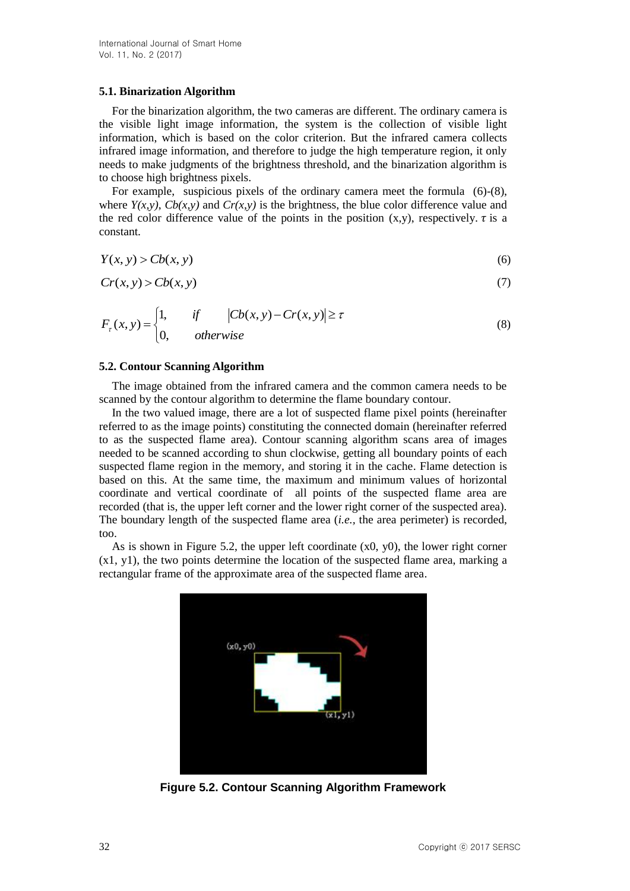### 5.1. Binarization Algorithm

For the binarization algorithm, the two cameras are different. The ordinary camera is the visible light image information, the system is the collection of visible light information, which is based on the color criterion. But the infrared camera collects infrared image information, and therefore to judge the high temperature region, it only needs to make judgments of the brightness threshold, and the binarization algorithm is to choose high brightness pixels.

For example, suspicious pixels of the ordinary camera meet the formula (6)-(8), where $Y(x,y)$, $Cb(x,y)$ and $Cr(x,y)$ is the brightness, the blue color difference value and the red color difference value of the points in the position (x,y), respectively. $\tau$ is a constant.

$$Y(x,y) > Cb(x,y) \tag{6}$$

$$Cr(x,y) > Cb(x,y) \tag{7}$$

$$F_{\tau}(x,y) = \begin{cases} 1, & if \quad |Cb(x,y) - Cr(x,y)| \geq \tau \\ 0, & otherwise \end{cases} \tag{8}$$

### 5.2. Contour Scanning Algorithm

The image obtained from the infrared camera and the common camera needs to be scanned by the contour algorithm to determine the flame boundary contour.

In the two valued image, there are a lot of suspected flame pixel points (hereinafter referred to as the image points) constituting the connected domain (hereinafter referred to as the suspected flame area). Contour scanning algorithm scans area of images needed to be scanned according to shun clockwise, getting all boundary points of each suspected flame region in the memory, and storing it in the cache. Flame detection is based on this. At the same time, the maximum and minimum values of horizontal coordinate and vertical coordinate of all points of the suspected flame area are recorded (that is, the upper left corner and the lower right corner of the suspected area). The boundary length of the suspected flame area (*i.e.,* the area perimeter) is recorded, too.

As is shown in Figure 5.2, the upper left coordinate (x0, y0), the lower right corner (x1, y1), the two points determine the location of the suspected flame area, marking a rectangular frame of the approximate area of the suspected flame area.

**Figure 5.2. Contour Scanning Algorithm Framework**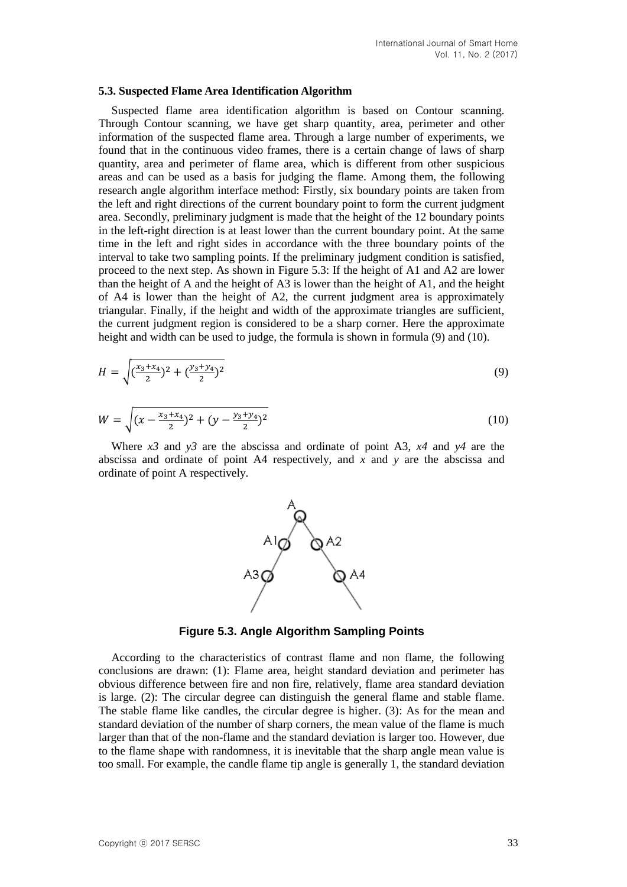### 5.3. Suspected Flame Area Identification Algorithm

Suspected flame area identification algorithm is based on Contour scanning. Through Contour scanning, we have get sharp quantity, area, perimeter and other information of the suspected flame area. Through a large number of experiments, we found that in the continuous video frames, there is a certain change of laws of sharp quantity, area and perimeter of flame area, which is different from other suspicious areas and can be used as a basis for judging the flame. Among them, the following research angle algorithm interface method: Firstly, six boundary points are taken from the left and right directions of the current boundary point to form the current judgment area. Secondly, preliminary judgment is made that the height of the 12 boundary points in the left-right direction is at least lower than the current boundary point. At the same time in the left and right sides in accordance with the three boundary points of the interval to take two sampling points. If the preliminary judgment condition is satisfied, proceed to the next step. As shown in Figure 5.3: If the height of A1 and A2 are lower than the height of A and the height of A3 is lower than the height of A1, and the height of A4 is lower than the height of A2, the current judgment area is approximately triangular. Finally, if the height and width of the approximate triangles are sufficient, the current judgment region is considered to be a sharp corner. Here the approximate height and width can be used to judge, the formula is shown in formula (9) and (10).

$$H = \sqrt{(\frac{x_3+x_4}{2})^2 + (\frac{y_3+y_4}{2})^2} \tag{9}$$

$$W = \sqrt{(x - \frac{x_3+x_4}{2})^2 + (y - \frac{y_3+y_4}{2})^2} \tag{10}$$

Where *x3* and *y3* are the abscissa and ordinate of point A3, *x4* and *y4* are the abscissa and ordinate of point A4 respectively, and *x* and *y* are the abscissa and ordinate of point A respectively.

**Figure 5.3. Angle Algorithm Sampling Points**

According to the characteristics of contrast flame and non flame, the following conclusions are drawn: (1): Flame area, height standard deviation and perimeter has obvious difference between fire and non fire, relatively, flame area standard deviation is large. (2): The circular degree can distinguish the general flame and stable flame. The stable flame like candles, the circular degree is higher. (3): As for the mean and standard deviation of the number of sharp corners, the mean value of the flame is much larger than that of the non-flame and the standard deviation is larger too. However, due to the flame shape with randomness, it is inevitable that the sharp angle mean value is too small. For example, the candle flame tip angle is generally 1, the standard deviation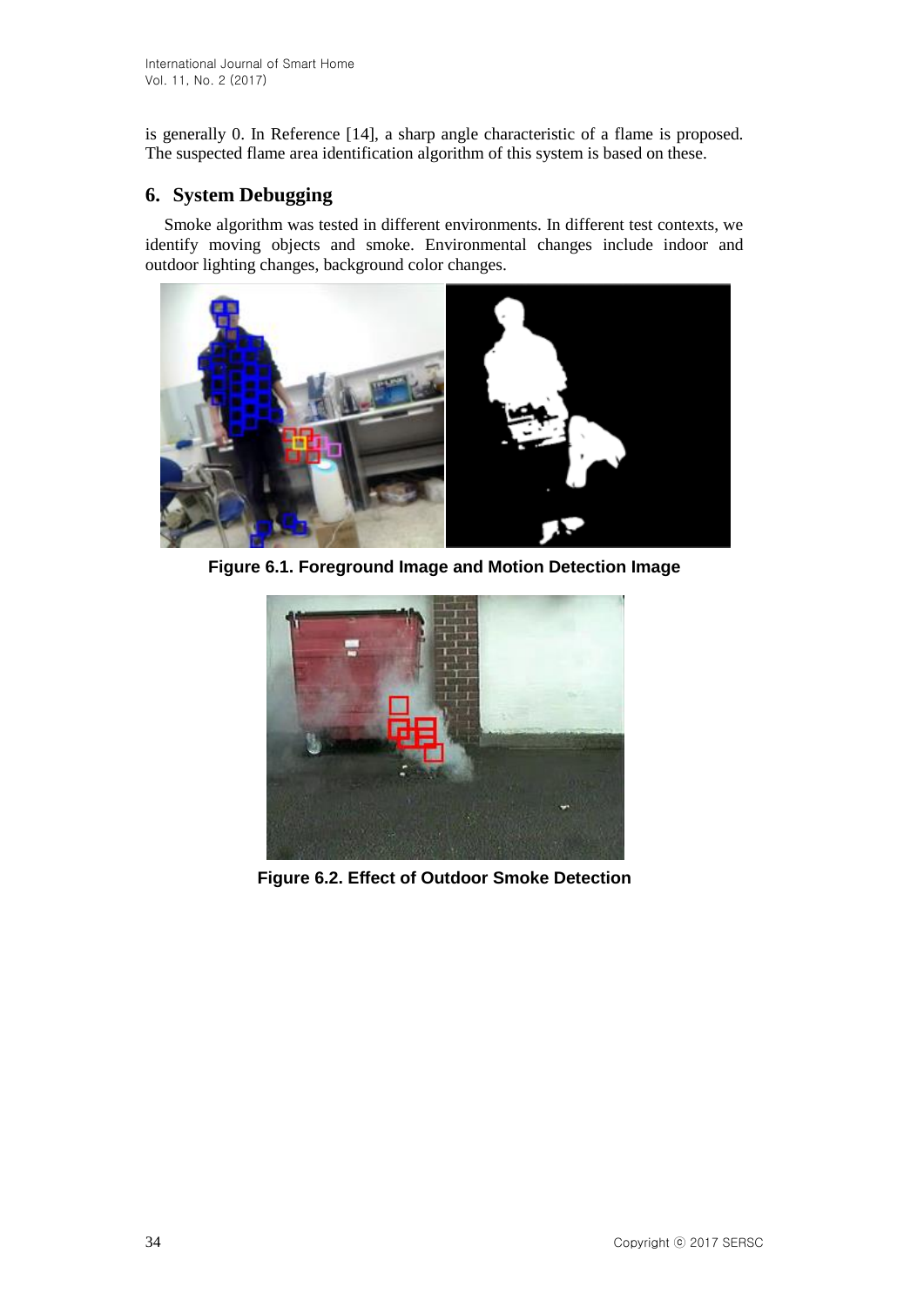is generally 0. In Reference [14], a sharp angle characteristic of a flame is proposed. The suspected flame area identification algorithm of this system is based on these.

## 6. System Debugging

Smoke algorithm was tested in different environments. In different test contexts, we identify moving objects and smoke. Environmental changes include indoor and outdoor lighting changes, background color changes.

**Figure 6.1. Foreground Image and Motion Detection Image**

**Figure 6.2. Effect of Outdoor Smoke Detection**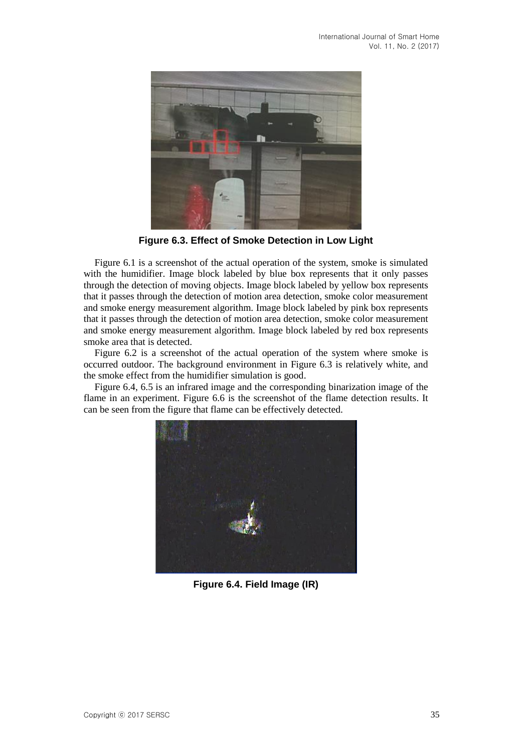**Figure 6.3. Effect of Smoke Detection in Low Light**

Figure 6.1 is a screenshot of the actual operation of the system, smoke is simulated with the humidifier. Image block labeled by blue box represents that it only passes through the detection of moving objects. Image block labeled by yellow box represents that it passes through the detection of motion area detection, smoke color measurement and smoke energy measurement algorithm. Image block labeled by pink box represents that it passes through the detection of motion area detection, smoke color measurement and smoke energy measurement algorithm. Image block labeled by red box represents smoke area that is detected.

Figure 6.2 is a screenshot of the actual operation of the system where smoke is occurred outdoor. The background environment in Figure 6.3 is relatively white, and the smoke effect from the humidifier simulation is good.

Figure 6.4, 6.5 is an infrared image and the corresponding binarization image of the flame in an experiment. Figure 6.6 is the screenshot of the flame detection results. It can be seen from the figure that flame can be effectively detected.

**Figure 6.4. Field Image (IR)**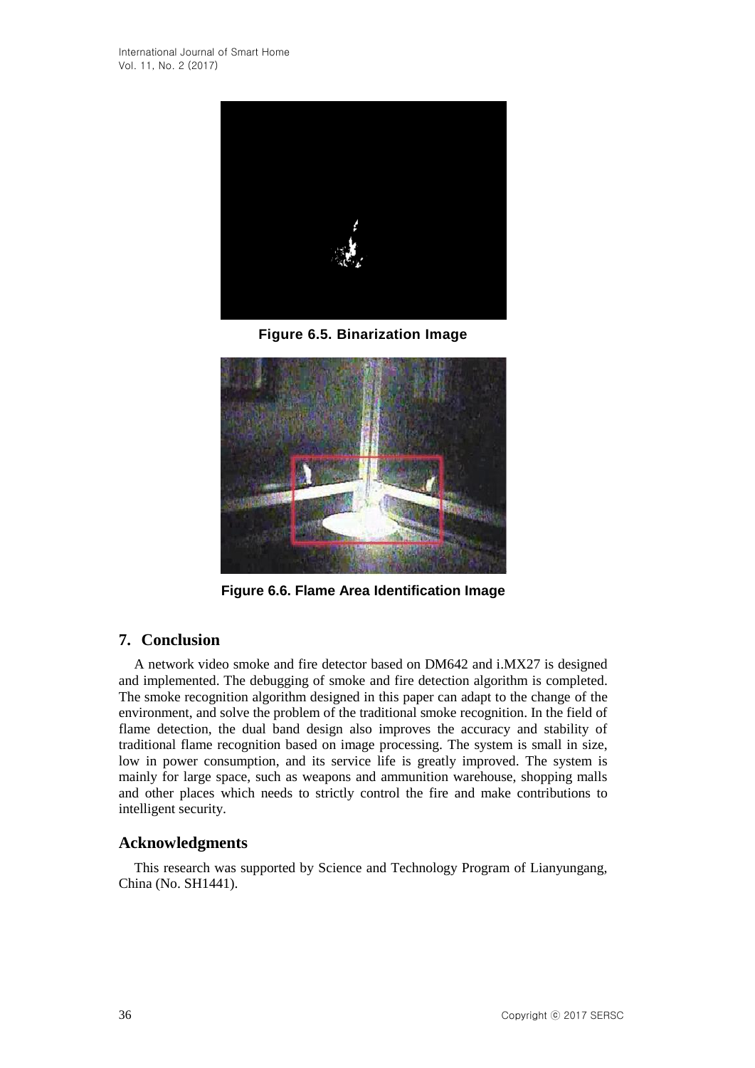Figure 6.5. Binarization Image

Figure 6.6. Flame Area Identification Image

## 7. Conclusion

A network video smoke and fire detector based on DM642 and i.MX27 is designed and implemented. The debugging of smoke and fire detection algorithm is completed. The smoke recognition algorithm designed in this paper can adapt to the change of the environment, and solve the problem of the traditional smoke recognition. In the field of flame detection, the dual band design also improves the accuracy and stability of traditional flame recognition based on image processing. The system is small in size, low in power consumption, and its service life is greatly improved. The system is mainly for large space, such as weapons and ammunition warehouse, shopping malls and other places which needs to strictly control the fire and make contributions to intelligent security.

## Acknowledgments

This research was supported by Science and Technology Program of Lianyungang, China (No. SH1441).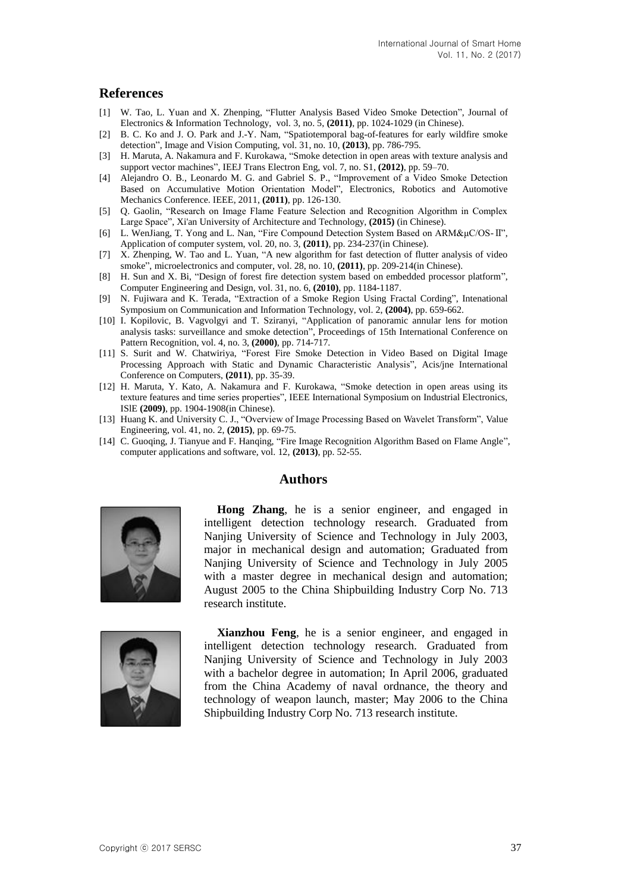## References

[1] W. Tao, L. Yuan and X. Zhenping, "Flutter Analysis Based Video Smoke Detection", Journal of Electronics & Information Technology, vol. 3, no. 5, **(2011)**, pp. 1024-1029 (in Chinese).

[2] B. C. Ko and J. O. Park and J.-Y. Nam, "Spatiotemporal bag-of-features for early wildfire smoke detection", Image and Vision Computing, vol. 31, no. 10, **(2013)**, pp. 786-795.

[3] H. Maruta, A. Nakamura and F. Kurokawa, "Smoke detection in open areas with texture analysis and support vector machines", IEEJ Trans Electron Eng, vol. 7, no. S1, **(2012)**, pp. 59–70.

[4] Alejandro O. B., Leonardo M. G. and Gabriel S. P., "Improvement of a Video Smoke Detection Based on Accumulative Motion Orientation Model", Electronics, Robotics and Automotive Mechanics Conference. IEEE, 2011, **(2011)**, pp. 126-130.

[5] Q. Gaolin, "Research on Image Flame Feature Selection and Recognition Algorithm in Complex Large Space", Xi'an University of Architecture and Technology, **(2015)** (in Chinese).

[6] L. WenJiang, T. Yong and L. Nan, "Fire Compound Detection System Based on ARM&μC/OS-Ⅱ", Application of computer system, vol. 20, no. 3, **(2011)**, pp. 234-237(in Chinese).

[7] X. Zhenping, W. Tao and L. Yuan, "A new algorithm for fast detection of flutter analysis of video smoke", microelectronics and computer, vol. 28, no. 10, **(2011)**, pp. 209-214(in Chinese).

[8] H. Sun and X. Bi, "Design of forest fire detection system based on embedded processor platform", Computer Engineering and Design, vol. 31, no. 6, **(2010)**, pp. 1184-1187.

[9] N. Fujiwara and K. Terada, "Extraction of a Smoke Region Using Fractal Cording", Intenational Symposium on Communication and Information Technology, vol. 2, **(2004)**, pp. 659-662.

[10] I. Kopilovic, B. Vagvolgyi and T. Sziranyi, "Application of panoramic annular lens for motion analysis tasks: surveillance and smoke detection", Proceedings of 15th International Conference on Pattern Recognition, vol. 4, no. 3, **(2000)**, pp. 714-717.

[11] S. Surit and W. Chatwiriya, "Forest Fire Smoke Detection in Video Based on Digital Image Processing Approach with Static and Dynamic Characteristic Analysis", Acis/jne International Conference on Computers, **(2011)**, pp. 35-39.

[12] H. Maruta, Y. Kato, A. Nakamura and F. Kurokawa, "Smoke detection in open areas using its texture features and time series properties", IEEE International Symposium on Industrial Electronics, ISIE **(2009)**, pp. 1904-1908(in Chinese).

[13] Huang K. and University C. J., "Overview of Image Processing Based on Wavelet Transform", Value Engineering, vol. 41, no. 2, **(2015)**, pp. 69-75.

[14] C. Guoqing, J. Tianyue and F. Hanqing, "Fire Image Recognition Algorithm Based on Flame Angle", computer applications and software, vol. 12, **(2013)**, pp. 52-55.

## Authors

**Hong Zhang**, he is a senior engineer, and engaged in intelligent detection technology research. Graduated from Nanjing University of Science and Technology in July 2003, major in mechanical design and automation; Graduated from Nanjing University of Science and Technology in July 2005 with a master degree in mechanical design and automation; August 2005 to the China Shipbuilding Industry Corp No. 713 research institute.

**Xianzhou Feng**, he is a senior engineer, and engaged in intelligent detection technology research. Graduated from Nanjing University of Science and Technology in July 2003 with a bachelor degree in automation; In April 2006, graduated from the China Academy of naval ordnance, the theory and technology of weapon launch, master; May 2006 to the China Shipbuilding Industry Corp No. 713 research institute.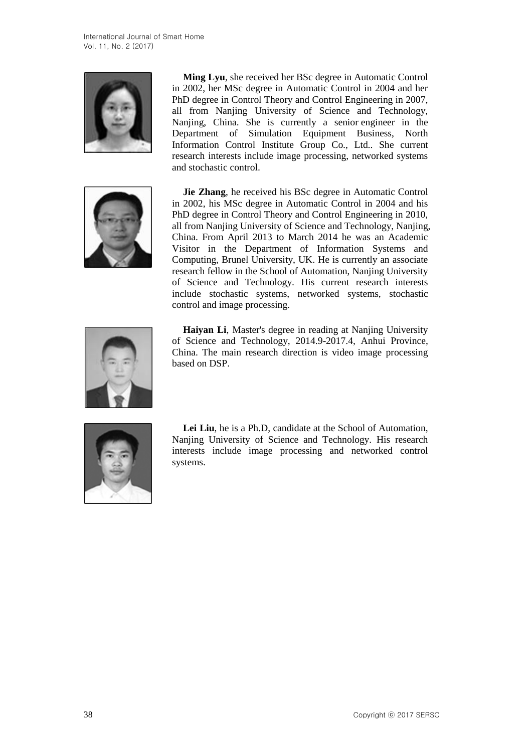**Ming Lyu**, she received her BSc degree in Automatic Control in 2002, her MSc degree in Automatic Control in 2004 and her PhD degree in Control Theory and Control Engineering in 2007, all from Nanjing University of Science and Technology, Nanjing, China. She is currently a senior engineer in the Department of Simulation Equipment Business, North Information Control Institute Group Co., Ltd.. She current research interests include image processing, networked systems and stochastic control.

**Jie Zhang**, he received his BSc degree in Automatic Control in 2002, his MSc degree in Automatic Control in 2004 and his PhD degree in Control Theory and Control Engineering in 2010, all from Nanjing University of Science and Technology, Nanjing, China. From April 2013 to March 2014 he was an Academic Visitor in the Department of Information Systems and Computing, Brunel University, UK. He is currently an associate research fellow in the School of Automation, Nanjing University of Science and Technology. His current research interests include stochastic systems, networked systems, stochastic control and image processing.

**Haiyan Li**, Master's degree in reading at Nanjing University of Science and Technology, 2014.9-2017.4, Anhui Province, China. The main research direction is video image processing based on DSP.

**Lei Liu**, he is a Ph.D, candidate at the School of Automation, Nanjing University of Science and Technology. His research interests include image processing and networked control systems.